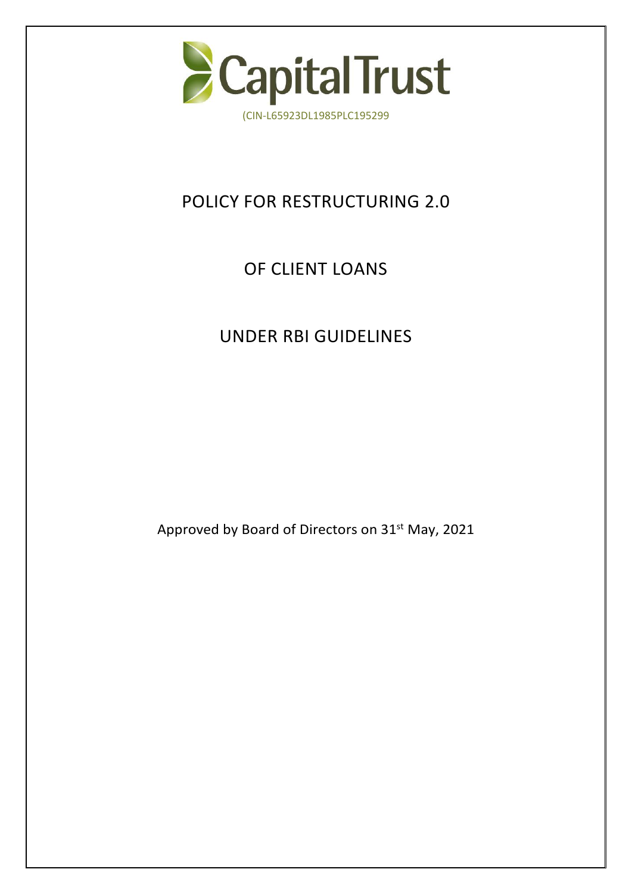Capital Trust

(CIN-L65923DL1985PLC195299

# POLICY FOR RESTRUCTURING 2.0

# OF CLIENT LOANS

# UNDER RBI GUIDELINES

Approved by Board of Directors on 31st May, 2021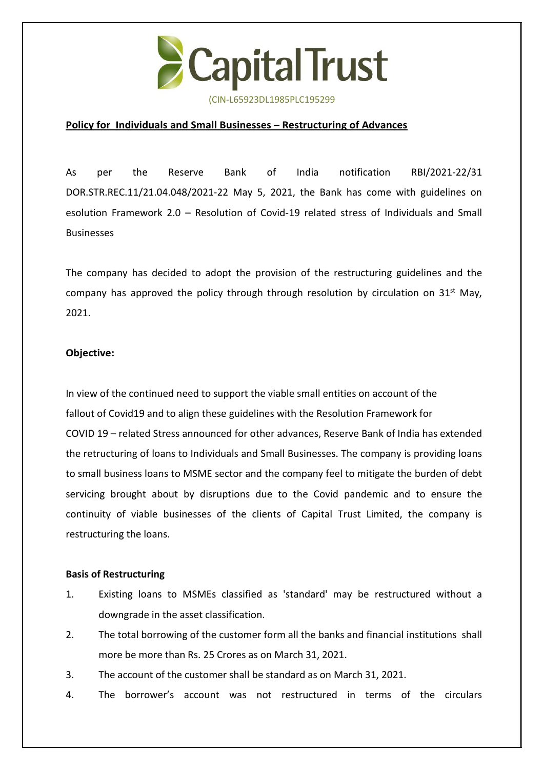Capital Trust

(CIN-L65923DL1985PLC195299

**Policy for Individuals and Small Businesses – Restructuring of Advances**

As per the Reserve Bank of India notification RBI/2021-22/31 DOR.STR.REC.11/21.04.048/2021-22 May 5, 2021, the Bank has come with guidelines on esolution Framework 2.0 – Resolution of Covid-19 related stress of Individuals and Small Businesses

The company has decided to adopt the provision of the restructuring guidelines and the company has approved the policy through through resolution by circulation on 31st May, 2021.

**Objective:**

In view of the continued need to support the viable small entities on account of the fallout of Covid19 and to align these guidelines with the Resolution Framework for COVID 19 – related Stress announced for other advances, Reserve Bank of India has extended the retructuring of loans to Individuals and Small Businesses. The company is providing loans to small business loans to MSME sector and the company feel to mitigate the burden of debt servicing brought about by disruptions due to the Covid pandemic and to ensure the continuity of viable businesses of the clients of Capital Trust Limited, the company is restructuring the loans.

**Basis of Restructuring**

1. Existing loans to MSMEs classified as 'standard' may be restructured without a downgrade in the asset classification.
2. The total borrowing of the customer form all the banks and financial institutions shall more be more than Rs. 25 Crores as on March 31, 2021.
3. The account of the customer shall be standard as on March 31, 2021.
4. The borrower's account was not restructured in terms of the circulars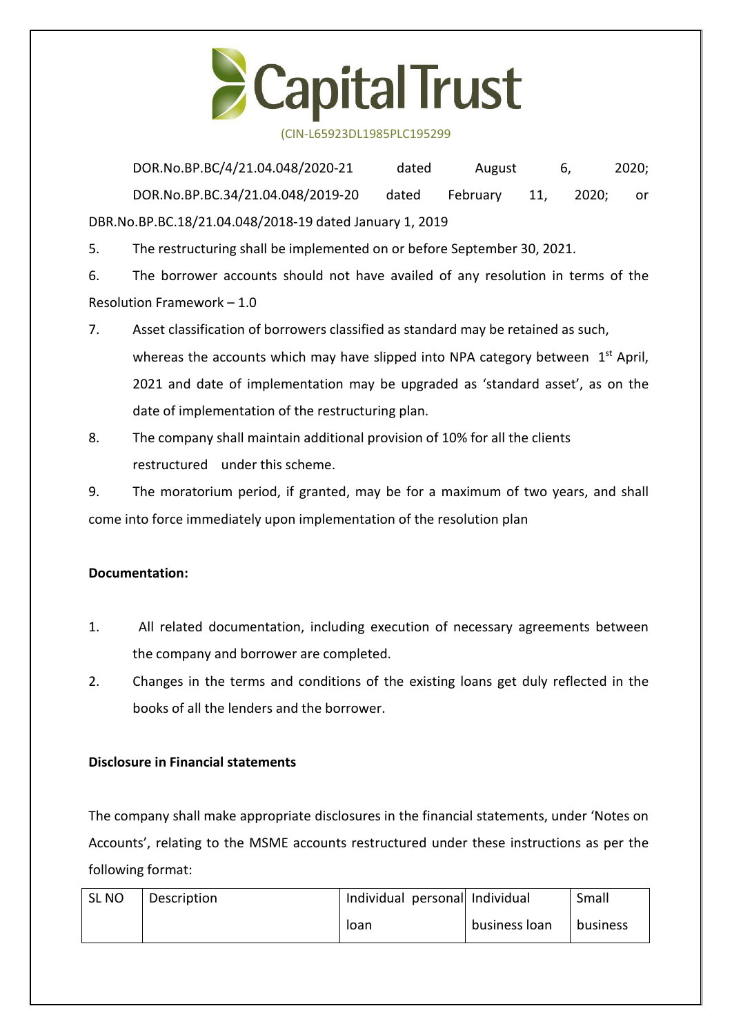DOR.No.BP.BC/4/21.04.048/2020-21 dated August 6, 2020; DOR.No.BP.BC.34/21.04.048/2019-20 dated February 11, 2020; or DBR.No.BP.BC.18/21.04.048/2018-19 dated January 1, 2019

5. The restructuring shall be implemented on or before September 30, 2021.
6. The borrower accounts should not have availed of any resolution in terms of the Resolution Framework – 1.0
7. Asset classification of borrowers classified as standard may be retained as such, whereas the accounts which may have slipped into NPA category between 1st April, 2021 and date of implementation may be upgraded as 'standard asset', as on the date of implementation of the restructuring plan.
8. The company shall maintain additional provision of 10% for all the clients restructured under this scheme.
9. The moratorium period, if granted, may be for a maximum of two years, and shall come into force immediately upon implementation of the resolution plan

**Documentation:**

1. All related documentation, including execution of necessary agreements between the company and borrower are completed.
2. Changes in the terms and conditions of the existing loans get duly reflected in the books of all the lenders and the borrower.

**Disclosure in Financial statements**

The company shall make appropriate disclosures in the financial statements, under 'Notes on Accounts', relating to the MSME accounts restructured under these instructions as per the following format:

| SL NO | Description | Individual personal loan | Individual business loan | Small business |
|---|---|---|---|---|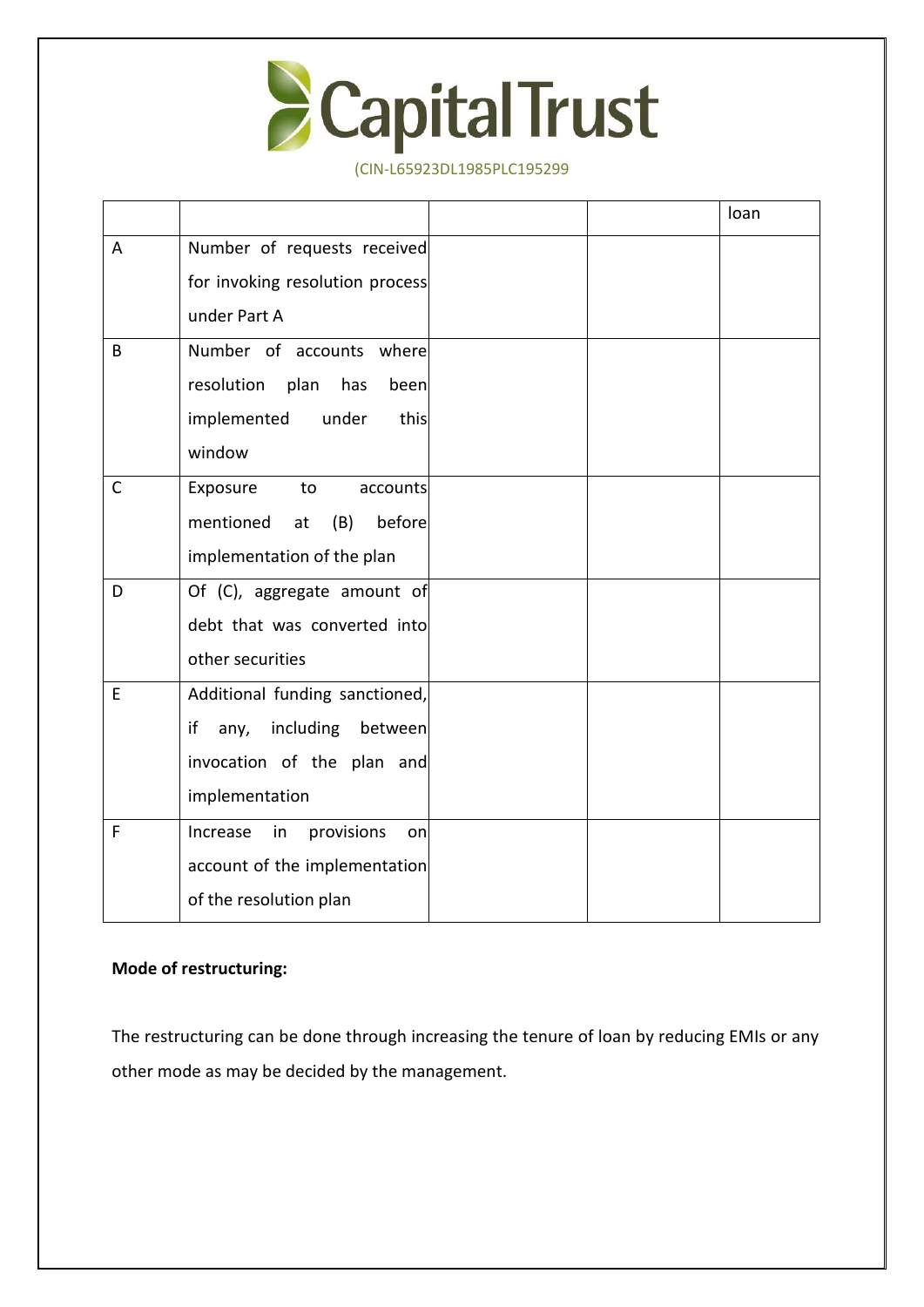# Capital Trust

(CIN-L65923DL1985PLC195299

| | | | | loan |
|---|---|---|---|---|
| A | Number of requests received for invoking resolution process under Part A | | | |
| B | Number of accounts where resolution plan has been implemented under this window | | | |
| C | Exposure to accounts mentioned at (B) before implementation of the plan | | | |
| D | Of (C), aggregate amount of debt that was converted into other securities | | | |
| E | Additional funding sanctioned, if any, including between invocation of the plan and implementation | | | |
| F | Increase in provisions on account of the implementation of the resolution plan | | | |

**Mode of restructuring:**

The restructuring can be done through increasing the tenure of loan by reducing EMIs or any other mode as may be decided by the management.